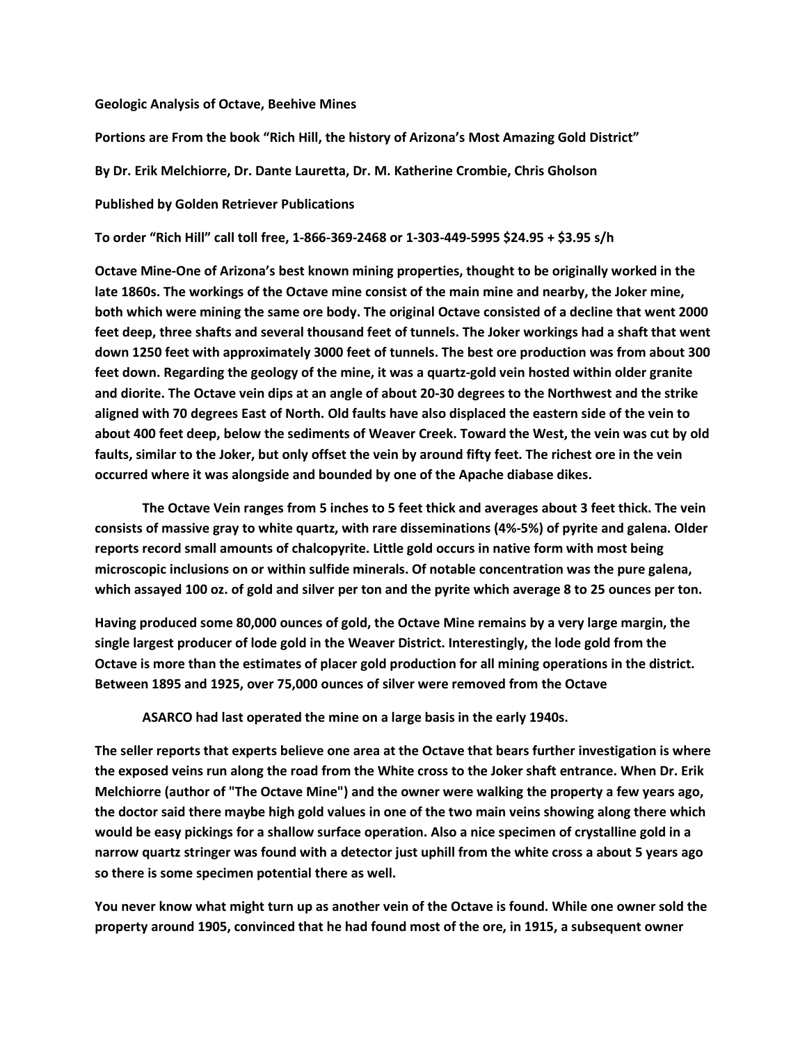**Geologic Analysis of Octave, Beehive Mines**

**Portions are From the book "Rich Hill, the history of Arizona's Most Amazing Gold District"**

**By Dr. Erik Melchiorre, Dr. Dante Lauretta, Dr. M. Katherine Crombie, Chris Gholson**

**Published by Golden Retriever Publications**

**To order "Rich Hill" call toll free, 1-866-369-2468 or 1-303-449-5995 $24.95 + $3.95 s/h**

**Octave Mine-One of Arizona's best known mining properties, thought to be originally worked in the late 1860s. The workings of the Octave mine consist of the main mine and nearby, the Joker mine, both which were mining the same ore body. The original Octave consisted of a decline that went 2000 feet deep, three shafts and several thousand feet of tunnels. The Joker workings had a shaft that went down 1250 feet with approximately 3000 feet of tunnels. The best ore production was from about 300 feet down. Regarding the geology of the mine, it was a quartz-gold vein hosted within older granite and diorite. The Octave vein dips at an angle of about 20-30 degrees to the Northwest and the strike aligned with 70 degrees East of North. Old faults have also displaced the eastern side of the vein to about 400 feet deep, below the sediments of Weaver Creek. Toward the West, the vein was cut by old faults, similar to the Joker, but only offset the vein by around fifty feet. The richest ore in the vein occurred where it was alongside and bounded by one of the Apache diabase dikes.**

**The Octave Vein ranges from 5 inches to 5 feet thick and averages about 3 feet thick. The vein consists of massive gray to white quartz, with rare disseminations (4%-5%) of pyrite and galena. Older reports record small amounts of chalcopyrite. Little gold occurs in native form with most being microscopic inclusions on or within sulfide minerals. Of notable concentration was the pure galena, which assayed 100 oz. of gold and silver per ton and the pyrite which average 8 to 25 ounces per ton.**

**Having produced some 80,000 ounces of gold, the Octave Mine remains by a very large margin, the single largest producer of lode gold in the Weaver District. Interestingly, the lode gold from the Octave is more than the estimates of placer gold production for all mining operations in the district. Between 1895 and 1925, over 75,000 ounces of silver were removed from the Octave**

**ASARCO had last operated the mine on a large basis in the early 1940s.**

**The seller reports that experts believe one area at the Octave that bears further investigation is where the exposed veins run along the road from the White cross to the Joker shaft entrance. When Dr. Erik Melchiorre (author of "The Octave Mine") and the owner were walking the property a few years ago, the doctor said there maybe high gold values in one of the two main veins showing along there which would be easy pickings for a shallow surface operation. Also a nice specimen of crystalline gold in a narrow quartz stringer was found with a detector just uphill from the white cross a about 5 years ago so there is some specimen potential there as well.**

**You never know what might turn up as another vein of the Octave is found. While one owner sold the property around 1905, convinced that he had found most of the ore, in 1915, a subsequent owner**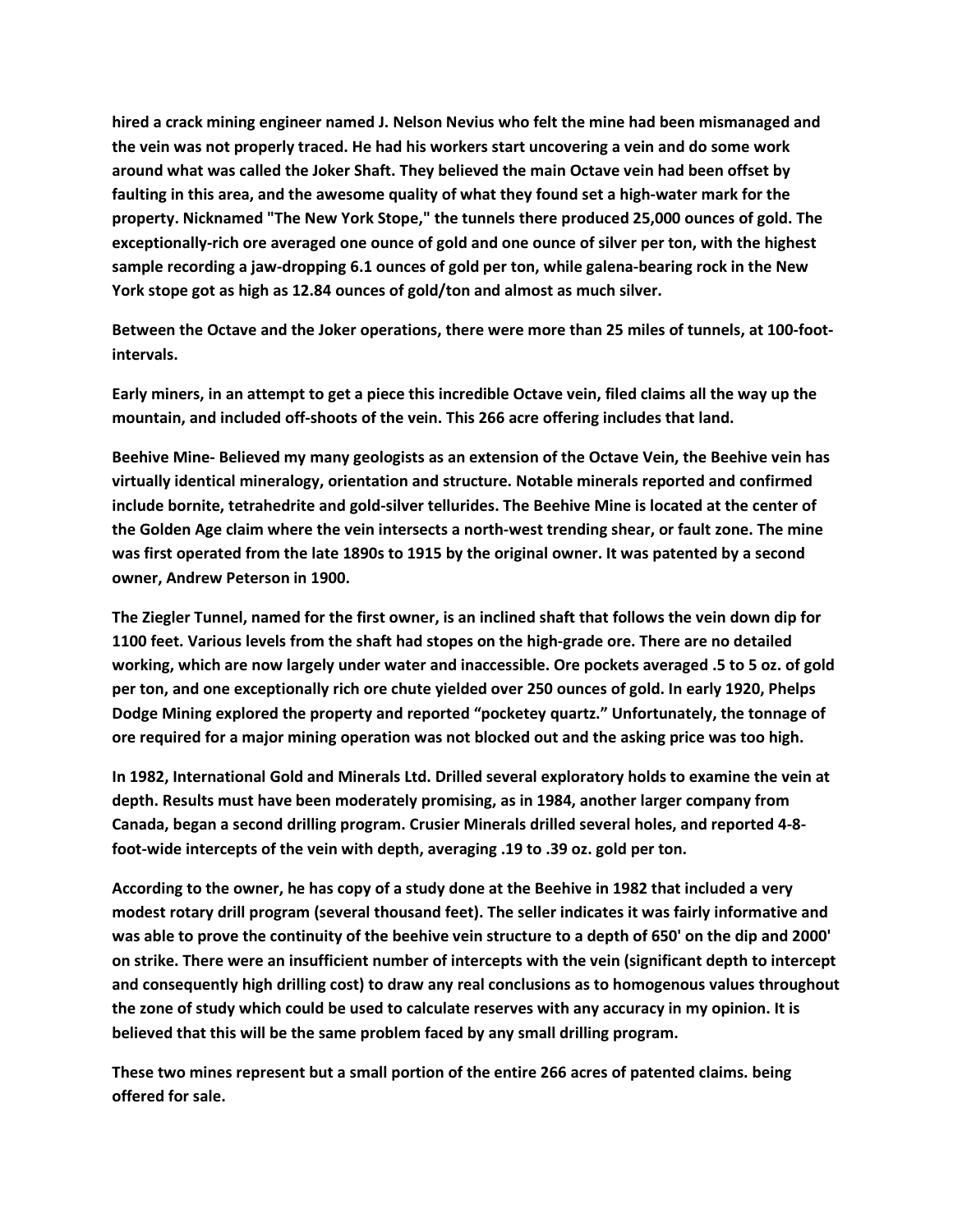**hired a crack mining engineer named J. Nelson Nevius who felt the mine had been mismanaged and the vein was not properly traced. He had his workers start uncovering a vein and do some work around what was called the Joker Shaft. They believed the main Octave vein had been offset by faulting in this area, and the awesome quality of what they found set a high-water mark for the property. Nicknamed "The New York Stope," the tunnels there produced 25,000 ounces of gold. The exceptionally-rich ore averaged one ounce of gold and one ounce of silver per ton, with the highest sample recording a jaw-dropping 6.1 ounces of gold per ton, while galena-bearing rock in the New York stope got as high as 12.84 ounces of gold/ton and almost as much silver.**

**Between the Octave and the Joker operations, there were more than 25 miles of tunnels, at 100-foot-intervals.**

**Early miners, in an attempt to get a piece this incredible Octave vein, filed claims all the way up the mountain, and included off-shoots of the vein. This 266 acre offering includes that land.**

**Beehive Mine- Believed my many geologists as an extension of the Octave Vein, the Beehive vein has virtually identical mineralogy, orientation and structure. Notable minerals reported and confirmed include bornite, tetrahedrite and gold-silver tellurides. The Beehive Mine is located at the center of the Golden Age claim where the vein intersects a north-west trending shear, or fault zone. The mine was first operated from the late 1890s to 1915 by the original owner. It was patented by a second owner, Andrew Peterson in 1900.**

**The Ziegler Tunnel, named for the first owner, is an inclined shaft that follows the vein down dip for 1100 feet. Various levels from the shaft had stopes on the high-grade ore. There are no detailed working, which are now largely under water and inaccessible. Ore pockets averaged .5 to 5 oz. of gold per ton, and one exceptionally rich ore chute yielded over 250 ounces of gold. In early 1920, Phelps Dodge Mining explored the property and reported "pocketey quartz." Unfortunately, the tonnage of ore required for a major mining operation was not blocked out and the asking price was too high.**

**In 1982, International Gold and Minerals Ltd. Drilled several exploratory holds to examine the vein at depth. Results must have been moderately promising, as in 1984, another larger company from Canada, began a second drilling program. Crusier Minerals drilled several holes, and reported 4-8-foot-wide intercepts of the vein with depth, averaging .19 to .39 oz. gold per ton.**

**According to the owner, he has copy of a study done at the Beehive in 1982 that included a very modest rotary drill program (several thousand feet). The seller indicates it was fairly informative and was able to prove the continuity of the beehive vein structure to a depth of 650' on the dip and 2000' on strike. There were an insufficient number of intercepts with the vein (significant depth to intercept and consequently high drilling cost) to draw any real conclusions as to homogenous values throughout the zone of study which could be used to calculate reserves with any accuracy in my opinion. It is believed that this will be the same problem faced by any small drilling program.**

**These two mines represent but a small portion of the entire 266 acres of patented claims. being offered for sale.**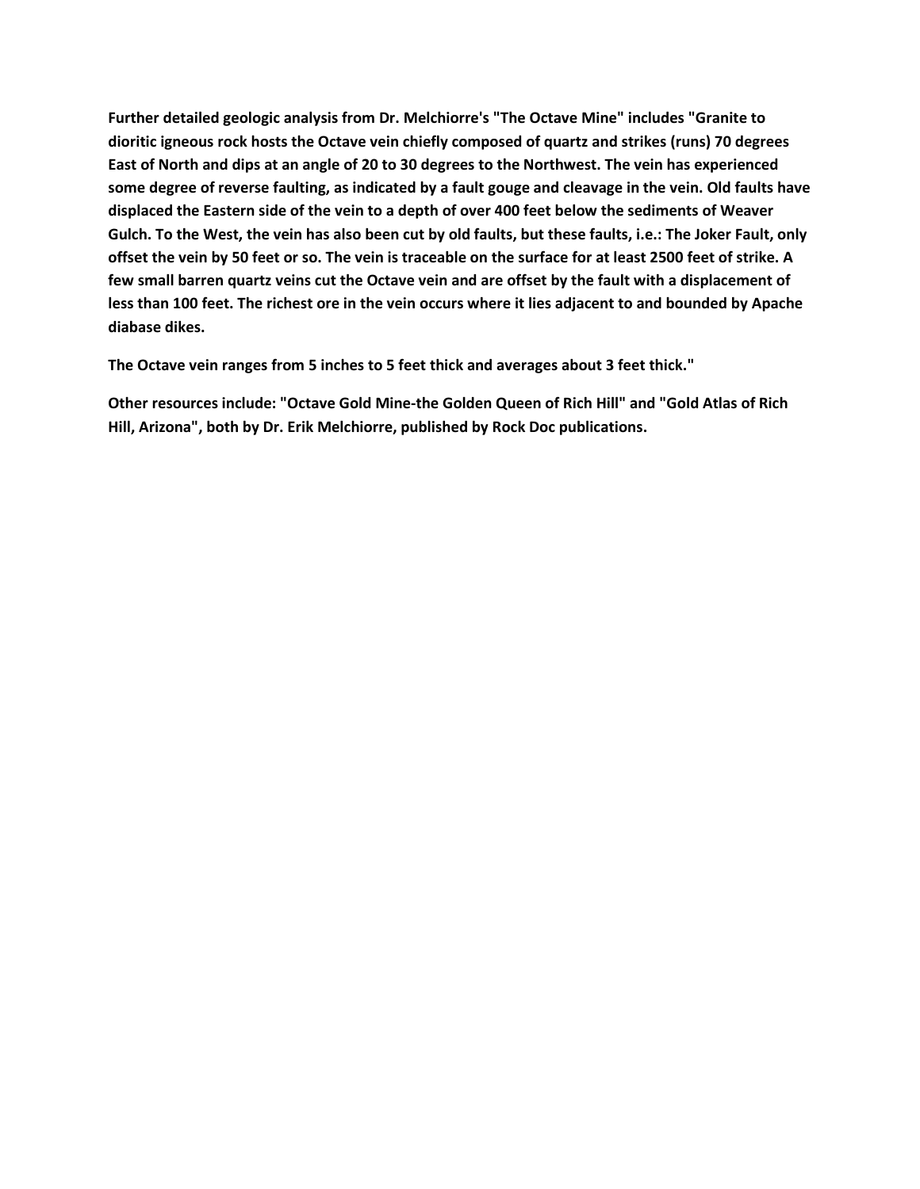**Further detailed geologic analysis from Dr. Melchiorre's "The Octave Mine" includes "Granite to dioritic igneous rock hosts the Octave vein chiefly composed of quartz and strikes (runs) 70 degrees East of North and dips at an angle of 20 to 30 degrees to the Northwest. The vein has experienced some degree of reverse faulting, as indicated by a fault gouge and cleavage in the vein. Old faults have displaced the Eastern side of the vein to a depth of over 400 feet below the sediments of Weaver Gulch. To the West, the vein has also been cut by old faults, but these faults, i.e.: The Joker Fault, only offset the vein by 50 feet or so. The vein is traceable on the surface for at least 2500 feet of strike. A few small barren quartz veins cut the Octave vein and are offset by the fault with a displacement of less than 100 feet. The richest ore in the vein occurs where it lies adjacent to and bounded by Apache diabase dikes.**

**The Octave vein ranges from 5 inches to 5 feet thick and averages about 3 feet thick."**

**Other resources include: "Octave Gold Mine-the Golden Queen of Rich Hill" and "Gold Atlas of Rich Hill, Arizona", both by Dr. Erik Melchiorre, published by Rock Doc publications.**